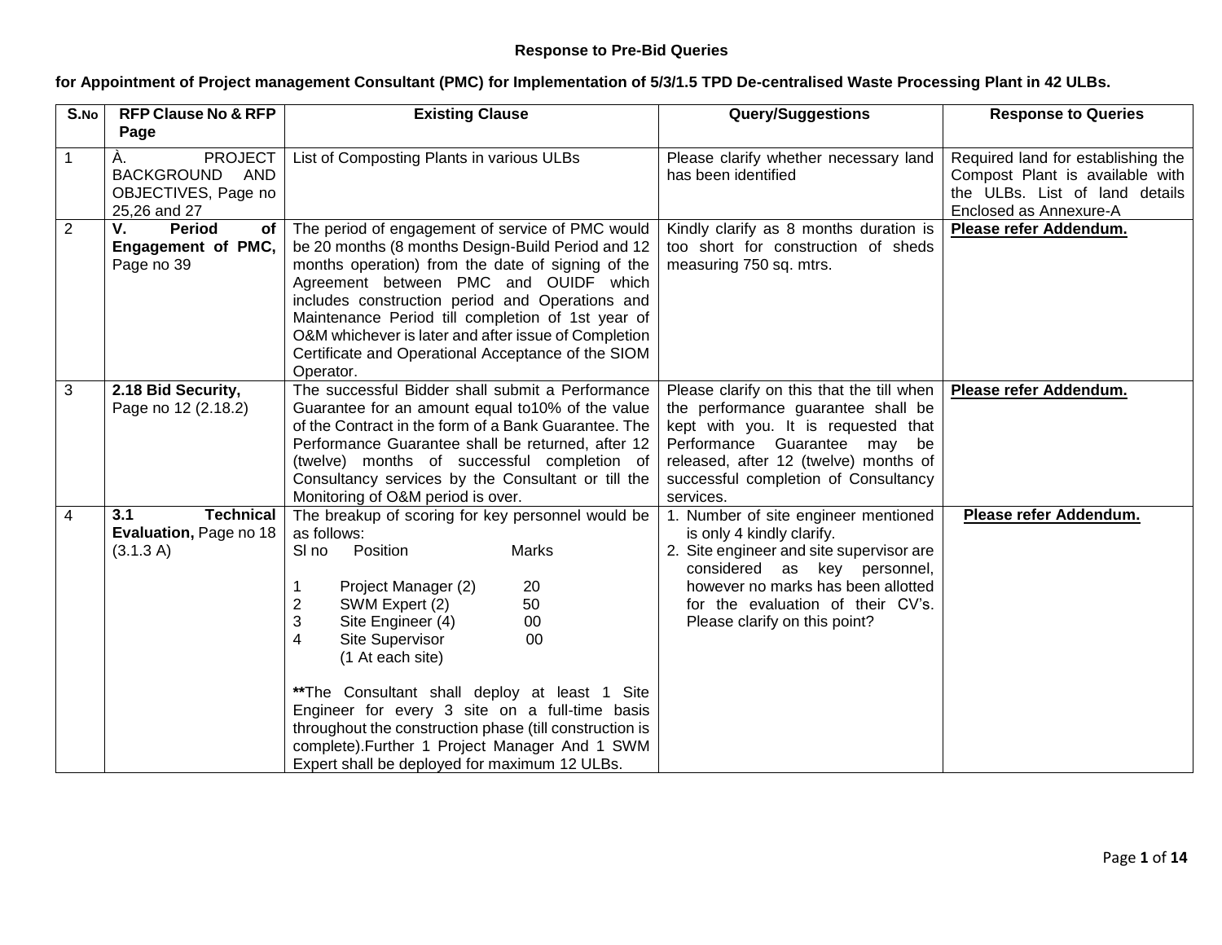**Response to Pre-Bid Queries**

**for Appointment of Project management Consultant (PMC) for Implementation of 5/3/1.5 TPD De-centralised Waste Processing Plant in 42 ULBs.**

| S.No | RFP Clause No & RFP Page | Existing Clause | Query/Suggestions | Response to Queries |
|---|---|---|---|---|
| 1 | À. PROJECT BACKGROUND AND OBJECTIVES, Page no 25,26 and 27 | List of Composting Plants in various ULBs | Please clarify whether necessary land has been identified | Required land for establishing the Compost Plant is available with the ULBs. List of land details Enclosed as Annexure-A |
| 2 | **V. Period of Engagement of PMC,** Page no 39 | The period of engagement of service of PMC would be 20 months (8 months Design-Build Period and 12 months operation) from the date of signing of the Agreement between PMC and OUIDF which includes construction period and Operations and Maintenance Period till completion of 1st year of O&M whichever is later and after issue of Completion Certificate and Operational Acceptance of the SIOM Operator. | Kindly clarify as 8 months duration is too short for construction of sheds measuring 750 sq. mtrs. | **Please refer Addendum.** |
| 3 | **2.18 Bid Security,** Page no 12 (2.18.2) | The successful Bidder shall submit a Performance Guarantee for an amount equal to10% of the value of the Contract in the form of a Bank Guarantee. The Performance Guarantee shall be returned, after 12 (twelve) months of successful completion of Consultancy services by the Consultant or till the Monitoring of O&M period is over. | Please clarify on this that the till when the performance guarantee shall be kept with you. It is requested that Performance Guarantee may be released, after 12 (twelve) months of successful completion of Consultancy services. | **Please refer Addendum.** |
| 4 | **3.1 Technical Evaluation,** Page no 18 (3.1.3 A) | The breakup of scoring for key personnel would be as follows:<br>Sl no Position Marks<br>1 Project Manager (2) 20<br>2 SWM Expert (2) 50<br>3 Site Engineer (4) 00<br>4 Site Supervisor (1 At each site) 00<br><br>**The Consultant shall deploy at least 1 Site Engineer for every 3 site on a full-time basis throughout the construction phase (till construction is complete).Further 1 Project Manager And 1 SWM Expert shall be deployed for maximum 12 ULBs. | 1. Number of site engineer mentioned is only 4 kindly clarify.<br>2. Site engineer and site supervisor are considered as key personnel, however no marks has been allotted for the evaluation of their CV's. Please clarify on this point? | **Please refer Addendum.** |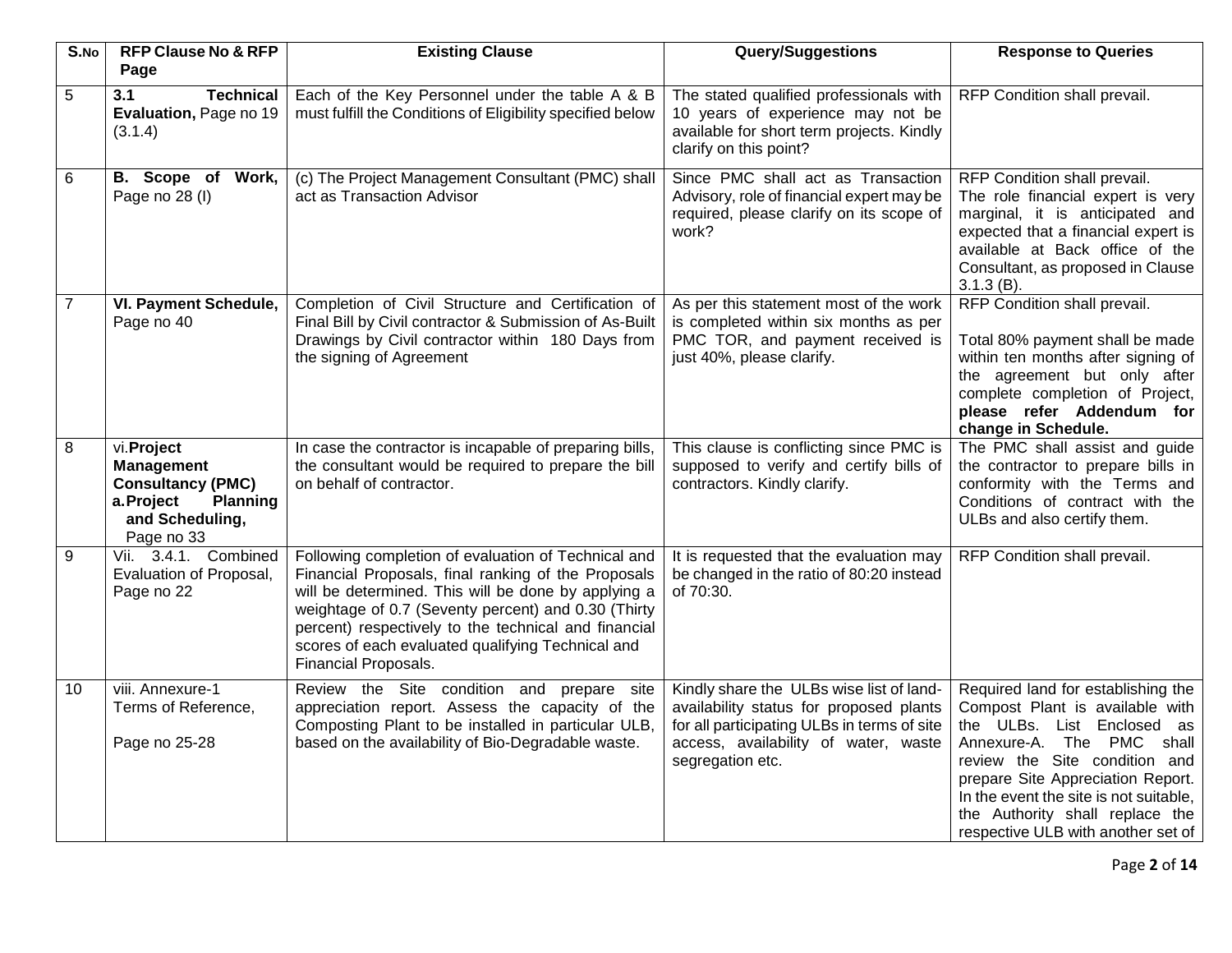| S.No | RFP Clause No & RFP Page | Existing Clause | Query/Suggestions | Response to Queries |
|---|---|---|---|---|
| 5 | **3.1 Technical Evaluation,** Page no 19 (3.1.4) | Each of the Key Personnel under the table A & B must fulfill the Conditions of Eligibility specified below | The stated qualified professionals with 10 years of experience may not be available for short term projects. Kindly clarify on this point? | RFP Condition shall prevail. |
| 6 | **B. Scope of Work,** Page no 28 (I) | (c) The Project Management Consultant (PMC) shall act as Transaction Advisor | Since PMC shall act as Transaction Advisory, role of financial expert may be required, please clarify on its scope of work? | RFP Condition shall prevail.<br>The role financial expert is very marginal, it is anticipated and expected that a financial expert is available at Back office of the Consultant, as proposed in Clause 3.1.3 (B). |
| 7 | **VI. Payment Schedule,** Page no 40 | Completion of Civil Structure and Certification of Final Bill by Civil contractor & Submission of As-Built Drawings by Civil contractor within 180 Days from the signing of Agreement | As per this statement most of the work is completed within six months as per PMC TOR, and payment received is just 40%, please clarify. | RFP Condition shall prevail.<br><br>Total 80% payment shall be made within ten months after signing of the agreement but only after complete completion of Project, **please refer Addendum for change in Schedule.** |
| 8 | vi.**Project Management Consultancy (PMC)**<br>a.**Project Planning and Scheduling,** Page no 33 | In case the contractor is incapable of preparing bills, the consultant would be required to prepare the bill on behalf of contractor. | This clause is conflicting since PMC is supposed to verify and certify bills of contractors. Kindly clarify. | The PMC shall assist and guide the contractor to prepare bills in conformity with the Terms and Conditions of contract with the ULBs and also certify them. |
| 9 | Vii. 3.4.1. Combined Evaluation of Proposal, Page no 22 | Following completion of evaluation of Technical and Financial Proposals, final ranking of the Proposals will be determined. This will be done by applying a weightage of 0.7 (Seventy percent) and 0.30 (Thirty percent) respectively to the technical and financial scores of each evaluated qualifying Technical and Financial Proposals. | It is requested that the evaluation may be changed in the ratio of 80:20 instead of 70:30. | RFP Condition shall prevail. |
| 10 | viii. Annexure-1<br>Terms of Reference,<br><br>Page no 25-28 | Review the Site condition and prepare site appreciation report. Assess the capacity of the Composting Plant to be installed in particular ULB, based on the availability of Bio-Degradable waste. | Kindly share the ULBs wise list of land-availability status for proposed plants for all participating ULBs in terms of site access, availability of water, waste segregation etc. | Required land for establishing the Compost Plant is available with the ULBs. List Enclosed as Annexure-A. The PMC shall review the Site condition and prepare Site Appreciation Report. In the event the site is not suitable, the Authority shall replace the respective ULB with another set of |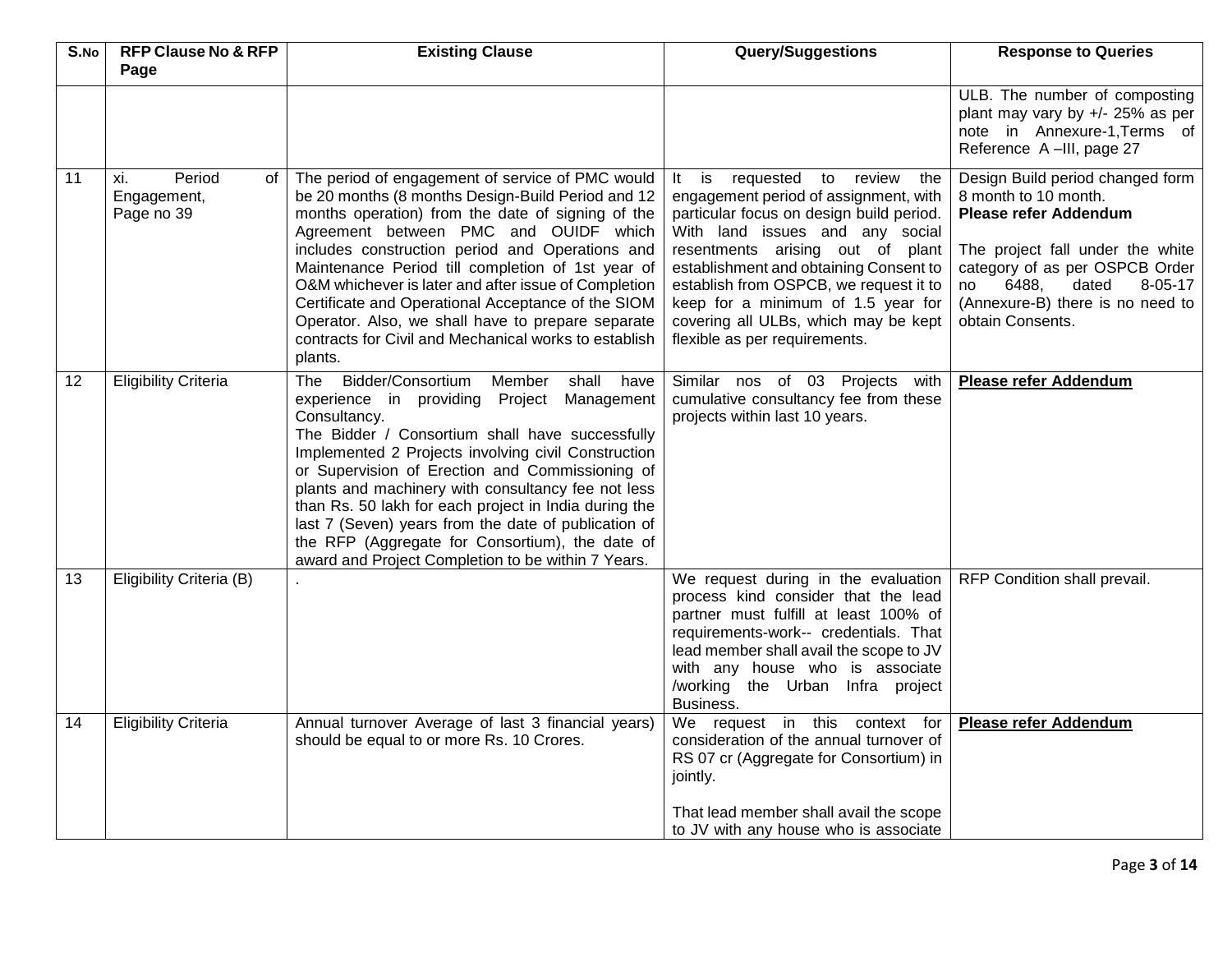| S.No | RFP Clause No & RFP Page | Existing Clause | Query/Suggestions | Response to Queries |
|---|---|---|---|---|
| | | | | ULB. The number of composting plant may vary by +/- 25% as per note in Annexure-1,Terms of Reference A –III, page 27 |
| 11 | xi. Period of Engagement, Page no 39 | The period of engagement of service of PMC would be 20 months (8 months Design-Build Period and 12 months operation) from the date of signing of the Agreement between PMC and OUIDF which includes construction period and Operations and Maintenance Period till completion of 1st year of O&M whichever is later and after issue of Completion Certificate and Operational Acceptance of the SIOM Operator. Also, we shall have to prepare separate contracts for Civil and Mechanical works to establish plants. | It is requested to review the engagement period of assignment, with particular focus on design build period. With land issues and any social resentments arising out of plant establishment and obtaining Consent to establish from OSPCB, we request it to keep for a minimum of 1.5 year for covering all ULBs, which may be kept flexible as per requirements. | Design Build period changed form 8 month to 10 month. **Please refer Addendum** The project fall under the white category of as per OSPCB Order no 6488, dated 8-05-17 (Annexure-B) there is no need to obtain Consents. |
| 12 | Eligibility Criteria | The Bidder/Consortium Member shall have experience in providing Project Management Consultancy. The Bidder / Consortium shall have successfully Implemented 2 Projects involving civil Construction or Supervision of Erection and Commissioning of plants and machinery with consultancy fee not less than Rs. 50 lakh for each project in India during the last 7 (Seven) years from the date of publication of the RFP (Aggregate for Consortium), the date of award and Project Completion to be within 7 Years. | Similar nos of 03 Projects with cumulative consultancy fee from these projects within last 10 years. | **Please refer Addendum** |
| 13 | Eligibility Criteria (B) | . | We request during in the evaluation process kind consider that the lead partner must fulfill at least 100% of requirements-work-- credentials. That lead member shall avail the scope to JV with any house who is associate /working the Urban Infra project Business. | RFP Condition shall prevail. |
| 14 | Eligibility Criteria | Annual turnover Average of last 3 financial years) should be equal to or more Rs. 10 Crores. | We request in this context for consideration of the annual turnover of RS 07 cr (Aggregate for Consortium) in jointly. That lead member shall avail the scope to JV with any house who is associate | **Please refer Addendum** |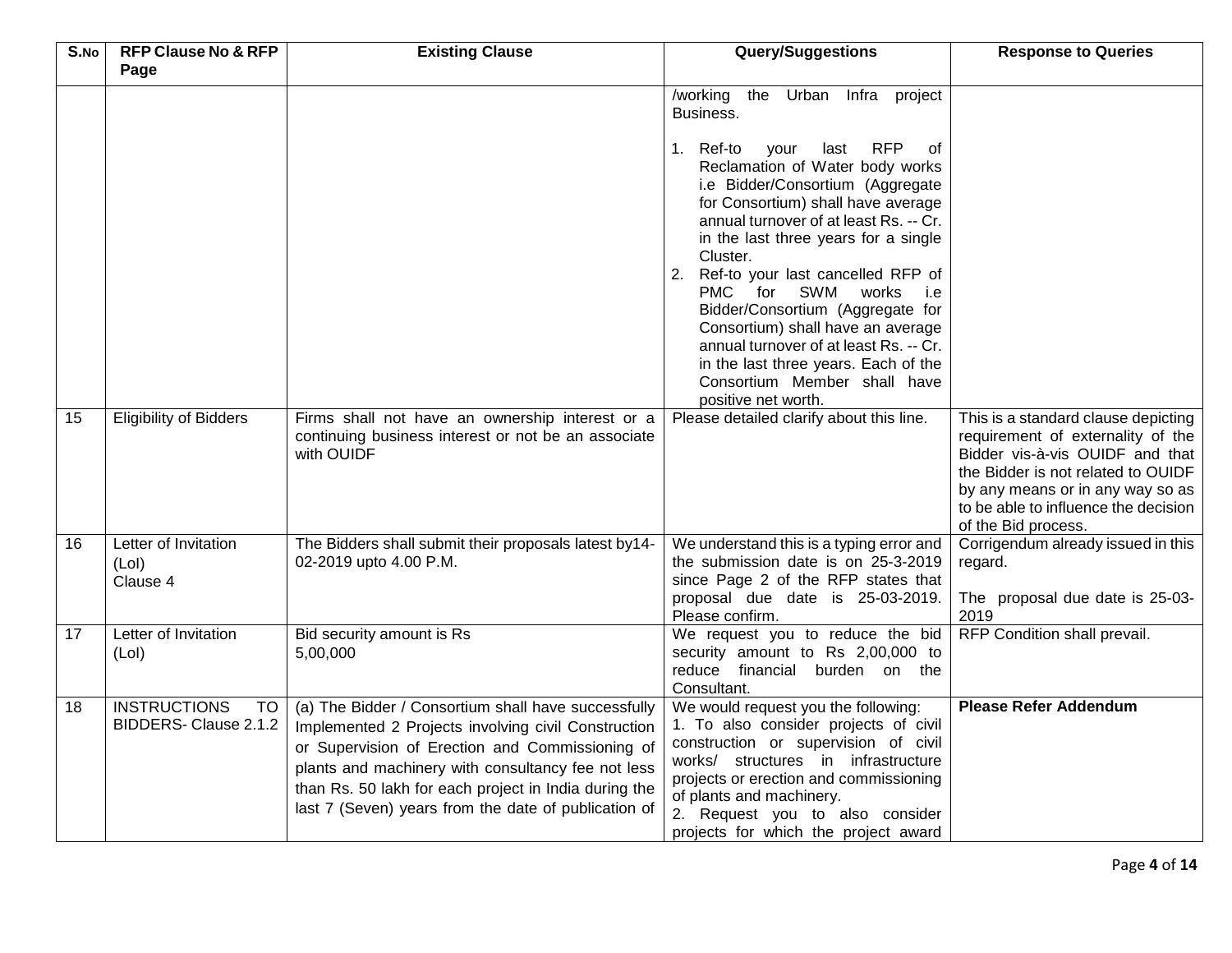| S.No | RFP Clause No & RFP Page | Existing Clause | Query/Suggestions | Response to Queries |
|---|---|---|---|---|
| | | | /working the Urban Infra project Business.<br><br>1. Ref-to your last RFP of Reclamation of Water body works i.e Bidder/Consortium (Aggregate for Consortium) shall have average annual turnover of at least Rs. -- Cr. in the last three years for a single Cluster.<br>2. Ref-to your last cancelled RFP of PMC for SWM works i.e Bidder/Consortium (Aggregate for Consortium) shall have an average annual turnover of at least Rs. -- Cr. in the last three years. Each of the Consortium Member shall have positive net worth. | |
| 15 | Eligibility of Bidders | Firms shall not have an ownership interest or a continuing business interest or not be an associate with OUIDF | Please detailed clarify about this line. | This is a standard clause depicting requirement of externality of the Bidder vis-à-vis OUIDF and that the Bidder is not related to OUIDF by any means or in any way so as to be able to influence the decision of the Bid process. |
| 16 | Letter of Invitation (LoI) Clause 4 | The Bidders shall submit their proposals latest by14-02-2019 upto 4.00 P.M. | We understand this is a typing error and the submission date is on 25-3-2019 since Page 2 of the RFP states that proposal due date is 25-03-2019. Please confirm. | Corrigendum already issued in this regard.<br><br>The proposal due date is 25-03-2019 |
| 17 | Letter of Invitation (LoI) | Bid security amount is Rs 5,00,000 | We request you to reduce the bid security amount to Rs 2,00,000 to reduce financial burden on the Consultant. | RFP Condition shall prevail. |
| 18 | INSTRUCTIONS TO BIDDERS- Clause 2.1.2 | (a) The Bidder / Consortium shall have successfully Implemented 2 Projects involving civil Construction or Supervision of Erection and Commissioning of plants and machinery with consultancy fee not less than Rs. 50 lakh for each project in India during the last 7 (Seven) years from the date of publication of | We would request you the following:<br>1. To also consider projects of civil construction or supervision of civil works/ structures in infrastructure projects or erection and commissioning of plants and machinery.<br>2. Request you to also consider projects for which the project award | **Please Refer Addendum** |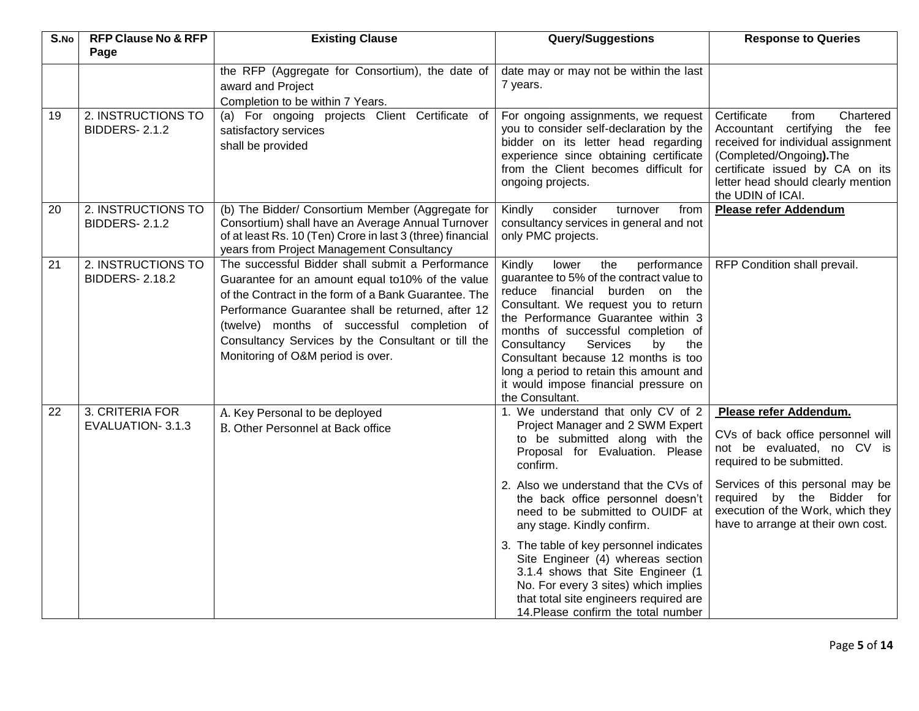| S.No | RFP Clause No & RFP Page | Existing Clause | Query/Suggestions | Response to Queries |
|---|---|---|---|---|
| | | the RFP (Aggregate for Consortium), the date of award and Project Completion to be within 7 Years. | date may or may not be within the last 7 years. | |
| 19 | 2. INSTRUCTIONS TO BIDDERS- 2.1.2 | (a) For ongoing projects Client Certificate of satisfactory services shall be provided | For ongoing assignments, we request you to consider self-declaration by the bidder on its letter head regarding experience since obtaining certificate from the Client becomes difficult for ongoing projects. | Certificate from Chartered Accountant certifying the fee received for individual assignment (Completed/Ongoing**).**The certificate issued by CA on its letter head should clearly mention the UDIN of ICAI. |
| 20 | 2. INSTRUCTIONS TO BIDDERS- 2.1.2 | (b) The Bidder/ Consortium Member (Aggregate for Consortium) shall have an Average Annual Turnover of at least Rs. 10 (Ten) Crore in last 3 (three) financial years from Project Management Consultancy | Kindly consider turnover from consultancy services in general and not only PMC projects. | **Please refer Addendum** |
| 21 | 2. INSTRUCTIONS TO BIDDERS- 2.18.2 | The successful Bidder shall submit a Performance Guarantee for an amount equal to10% of the value of the Contract in the form of a Bank Guarantee. The Performance Guarantee shall be returned, after 12 (twelve) months of successful completion of Consultancy Services by the Consultant or till the Monitoring of O&M period is over. | Kindly lower the performance guarantee to 5% of the contract value to reduce financial burden on the Consultant. We request you to return the Performance Guarantee within 3 months of successful completion of Consultancy Services by the Consultant because 12 months is too long a period to retain this amount and it would impose financial pressure on the Consultant. | RFP Condition shall prevail. |
| 22 | 3. CRITERIA FOR EVALUATION- 3.1.3 | A. Key Personal to be deployed<br>B. Other Personnel at Back office | 1. We understand that only CV of 2 Project Manager and 2 SWM Expert to be submitted along with the Proposal for Evaluation. Please confirm.<br><br>2. Also we understand that the CVs of the back office personnel doesn't need to be submitted to OUIDF at any stage. Kindly confirm.<br><br>3. The table of key personnel indicates Site Engineer (4) whereas section 3.1.4 shows that Site Engineer (1 No. For every 3 sites) which implies that total site engineers required are 14.Please confirm the total number | **Please refer Addendum.**<br><br>CVs of back office personnel will not be evaluated, no CV is required to be submitted.<br><br>Services of this personal may be required by the Bidder for execution of the Work, which they have to arrange at their own cost. |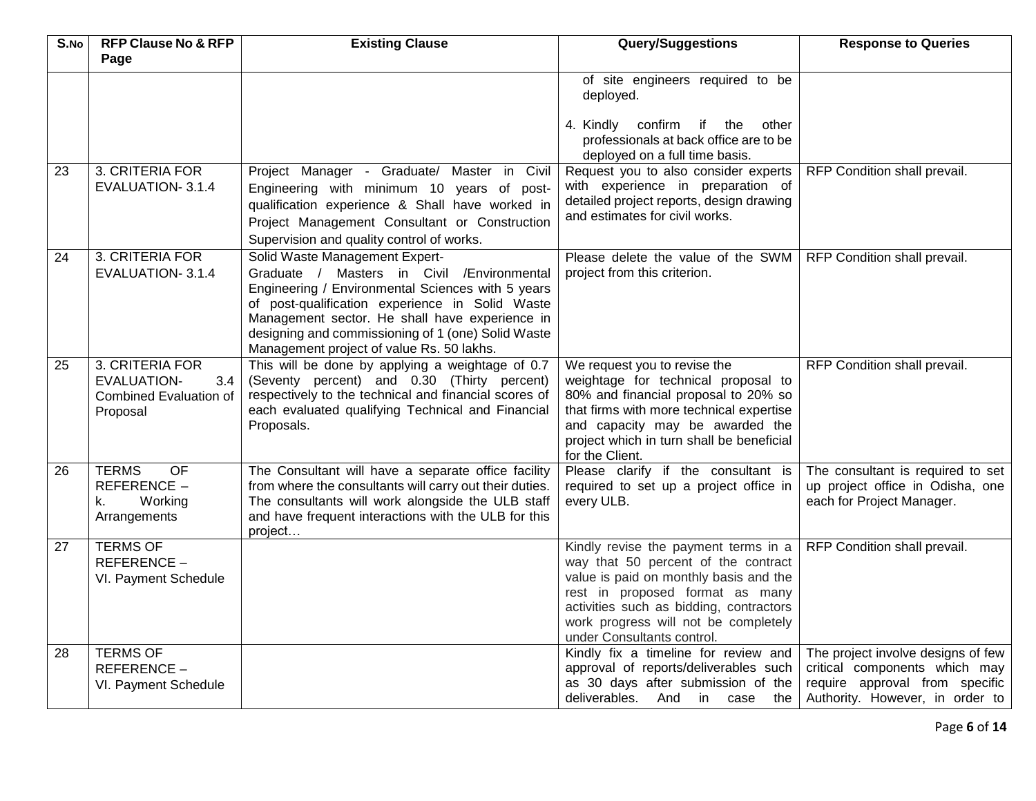| S.No | RFP Clause No & RFP Page | Existing Clause | Query/Suggestions | Response to Queries |
|---|---|---|---|---|
| | | | of site engineers required to be deployed.<br><br>4. Kindly confirm if the other professionals at back office are to be deployed on a full time basis. | |
| 23 | 3. CRITERIA FOR EVALUATION- 3.1.4 | Project Manager - Graduate/ Master in Civil Engineering with minimum 10 years of post-qualification experience & Shall have worked in Project Management Consultant or Construction Supervision and quality control of works. | Request you to also consider experts with experience in preparation of detailed project reports, design drawing and estimates for civil works. | RFP Condition shall prevail. |
| 24 | 3. CRITERIA FOR EVALUATION- 3.1.4 | Solid Waste Management Expert-<br>Graduate / Masters in Civil /Environmental Engineering / Environmental Sciences with 5 years of post-qualification experience in Solid Waste Management sector. He shall have experience in designing and commissioning of 1 (one) Solid Waste Management project of value Rs. 50 lakhs. | Please delete the value of the SWM project from this criterion. | RFP Condition shall prevail. |
| 25 | 3. CRITERIA FOR EVALUATION- 3.4 Combined Evaluation of Proposal | This will be done by applying a weightage of 0.7 (Seventy percent) and 0.30 (Thirty percent) respectively to the technical and financial scores of each evaluated qualifying Technical and Financial Proposals. | We request you to revise the weightage for technical proposal to 80% and financial proposal to 20% so that firms with more technical expertise and capacity may be awarded the project which in turn shall be beneficial for the Client. | RFP Condition shall prevail. |
| 26 | TERMS OF REFERENCE – k. Working Arrangements | The Consultant will have a separate office facility from where the consultants will carry out their duties. The consultants will work alongside the ULB staff and have frequent interactions with the ULB for this project… | Please clarify if the consultant is required to set up a project office in every ULB. | The consultant is required to set up project office in Odisha, one each for Project Manager. |
| 27 | TERMS OF REFERENCE – VI. Payment Schedule | | Kindly revise the payment terms in a way that 50 percent of the contract value is paid on monthly basis and the rest in proposed format as many activities such as bidding, contractors work progress will not be completely under Consultants control. | RFP Condition shall prevail. |
| 28 | TERMS OF REFERENCE – VI. Payment Schedule | | Kindly fix a timeline for review and approval of reports/deliverables such as 30 days after submission of the deliverables. And in case the | The project involve designs of few critical components which may require approval from specific Authority. However, in order to |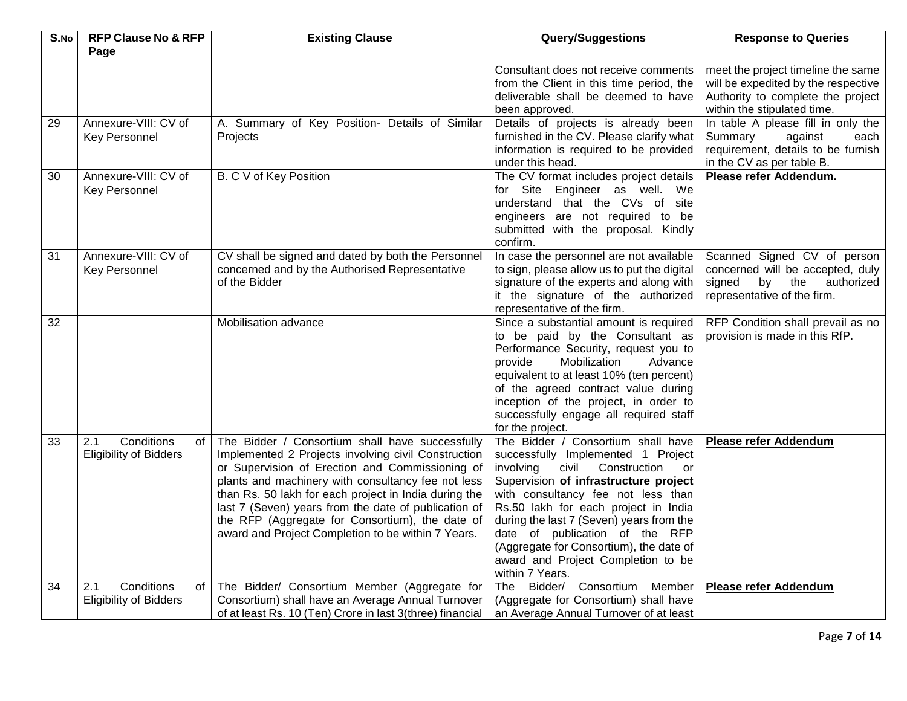| S.No | RFP Clause No & RFP Page | Existing Clause | Query/Suggestions | Response to Queries |
|---|---|---|---|---|
| | | | Consultant does not receive comments from the Client in this time period, the deliverable shall be deemed to have been approved. | meet the project timeline the same will be expedited by the respective Authority to complete the project within the stipulated time. |
| 29 | Annexure-VIII: CV of Key Personnel | A. Summary of Key Position- Details of Similar Projects | Details of projects is already been furnished in the CV. Please clarify what information is required to be provided under this head. | In table A please fill in only the Summary against each requirement, details to be furnish in the CV as per table B. |
| 30 | Annexure-VIII: CV of Key Personnel | B. C V of Key Position | The CV format includes project details for Site Engineer as well. We understand that the CVs of site engineers are not required to be submitted with the proposal. Kindly confirm. | **Please refer Addendum.** |
| 31 | Annexure-VIII: CV of Key Personnel | CV shall be signed and dated by both the Personnel concerned and by the Authorised Representative of the Bidder | In case the personnel are not available to sign, please allow us to put the digital signature of the experts and along with it the signature of the authorized representative of the firm. | Scanned Signed CV of person concerned will be accepted, duly signed by the authorized representative of the firm. |
| 32 | | Mobilisation advance | Since a substantial amount is required to be paid by the Consultant as Performance Security, request you to provide Mobilization Advance equivalent to at least 10% (ten percent) of the agreed contract value during inception of the project, in order to successfully engage all required staff for the project. | RFP Condition shall prevail as no provision is made in this RfP. |
| 33 | 2.1 Conditions of Eligibility of Bidders | The Bidder / Consortium shall have successfully Implemented 2 Projects involving civil Construction or Supervision of Erection and Commissioning of plants and machinery with consultancy fee not less than Rs. 50 lakh for each project in India during the last 7 (Seven) years from the date of publication of the RFP (Aggregate for Consortium), the date of award and Project Completion to be within 7 Years. | The Bidder / Consortium shall have successfully Implemented 1 Project involving civil Construction or Supervision **of infrastructure project** with consultancy fee not less than Rs.50 lakh for each project in India during the last 7 (Seven) years from the date of publication of the RFP (Aggregate for Consortium), the date of award and Project Completion to be within 7 Years. | **Please refer Addendum** |
| 34 | 2.1 Conditions of Eligibility of Bidders | The Bidder/ Consortium Member (Aggregate for Consortium) shall have an Average Annual Turnover of at least Rs. 10 (Ten) Crore in last 3(three) financial | The Bidder/ Consortium Member (Aggregate for Consortium) shall have an Average Annual Turnover of at least | **Please refer Addendum** |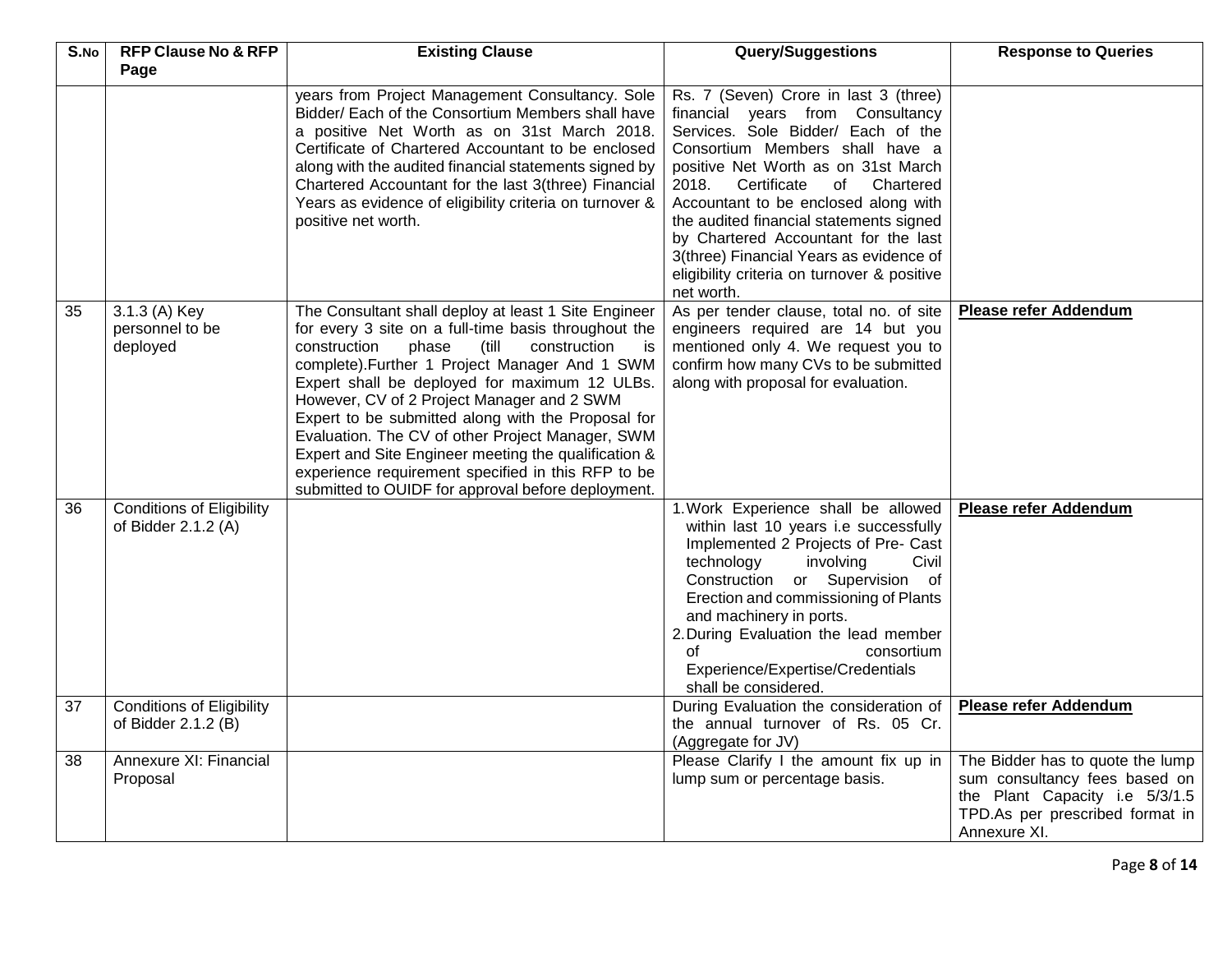| S.No | RFP Clause No & RFP Page | Existing Clause | Query/Suggestions | Response to Queries |
|---|---|---|---|---|
| | | years from Project Management Consultancy. Sole Bidder/ Each of the Consortium Members shall have a positive Net Worth as on 31st March 2018. Certificate of Chartered Accountant to be enclosed along with the audited financial statements signed by Chartered Accountant for the last 3(three) Financial Years as evidence of eligibility criteria on turnover & positive net worth. | Rs. 7 (Seven) Crore in last 3 (three) financial years from Consultancy Services. Sole Bidder/ Each of the Consortium Members shall have a positive Net Worth as on 31st March 2018. Certificate of Chartered Accountant to be enclosed along with the audited financial statements signed by Chartered Accountant for the last 3(three) Financial Years as evidence of eligibility criteria on turnover & positive net worth. | |
| 35 | 3.1.3 (A) Key personnel to be deployed | The Consultant shall deploy at least 1 Site Engineer for every 3 site on a full-time basis throughout the construction phase (till construction is complete).Further 1 Project Manager And 1 SWM Expert shall be deployed for maximum 12 ULBs. However, CV of 2 Project Manager and 2 SWM Expert to be submitted along with the Proposal for Evaluation. The CV of other Project Manager, SWM Expert and Site Engineer meeting the qualification & experience requirement specified in this RFP to be submitted to OUIDF for approval before deployment. | As per tender clause, total no. of site engineers required are 14 but you mentioned only 4. We request you to confirm how many CVs to be submitted along with proposal for evaluation. | **Please refer Addendum** |
| 36 | Conditions of Eligibility of Bidder 2.1.2 (A) | | 1. Work Experience shall be allowed within last 10 years i.e successfully Implemented 2 Projects of Pre- Cast technology involving Civil Construction or Supervision of Erection and commissioning of Plants and machinery in ports.<br>2. During Evaluation the lead member of consortium Experience/Expertise/Credentials shall be considered. | **Please refer Addendum** |
| 37 | Conditions of Eligibility of Bidder 2.1.2 (B) | | During Evaluation the consideration of the annual turnover of Rs. 05 Cr. (Aggregate for JV) | **Please refer Addendum** |
| 38 | Annexure XI: Financial Proposal | | Please Clarify I the amount fix up in lump sum or percentage basis. | The Bidder has to quote the lump sum consultancy fees based on the Plant Capacity i.e 5/3/1.5 TPD.As per prescribed format in Annexure XI. |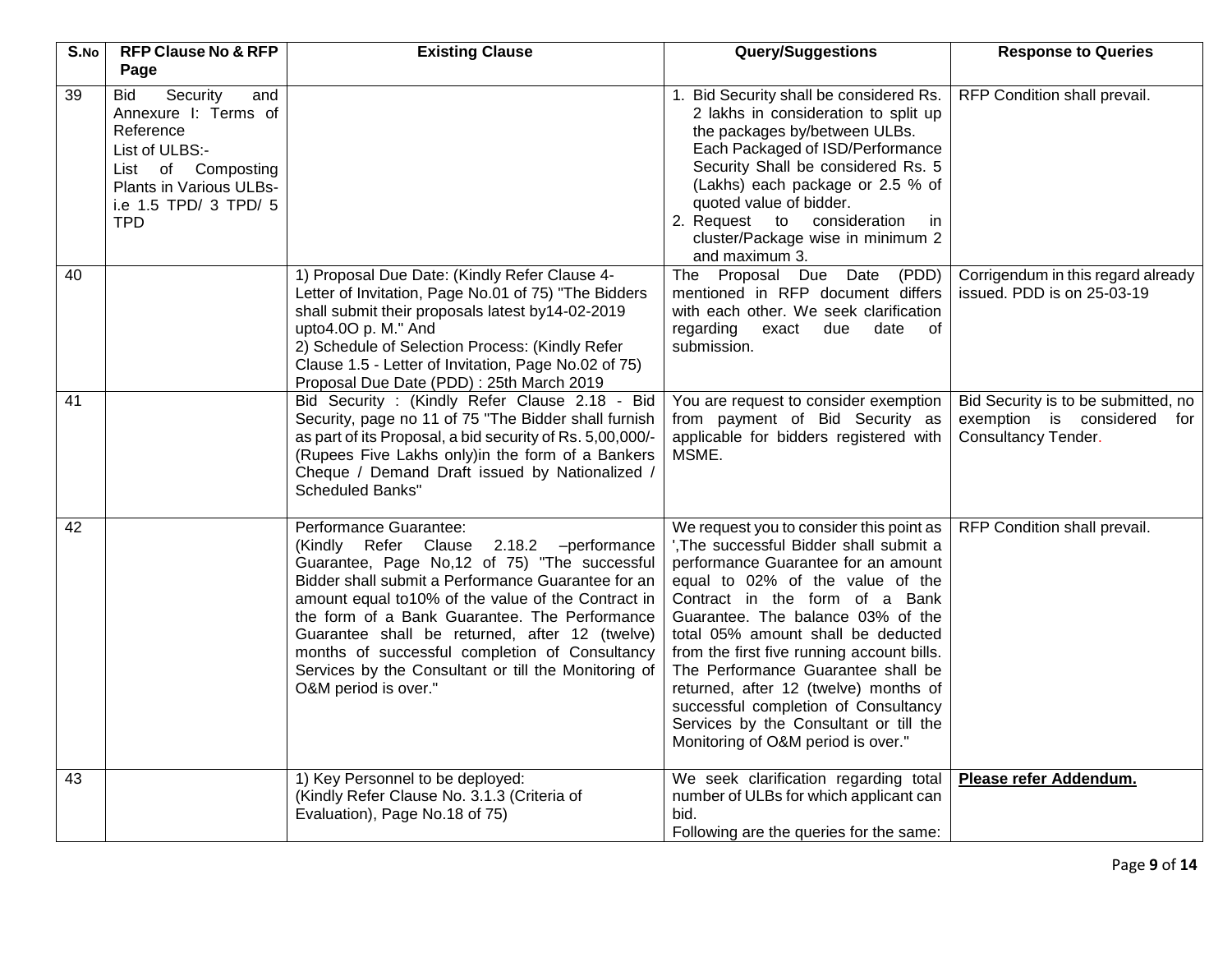| S.No | RFP Clause No & RFP Page | Existing Clause | Query/Suggestions | Response to Queries |
|---|---|---|---|---|
| 39 | Bid Security and Annexure I: Terms of Reference<br>List of ULBS:-<br>List of Composting Plants in Various ULBs- i.e 1.5 TPD/ 3 TPD/ 5 TPD | | 1. Bid Security shall be considered Rs. 2 lakhs in consideration to split up the packages by/between ULBs. Each Packaged of ISD/Performance Security Shall be considered Rs. 5 (Lakhs) each package or 2.5 % of quoted value of bidder.<br>2. Request to consideration in cluster/Package wise in minimum 2 and maximum 3. | RFP Condition shall prevail. |
| 40 | | 1) Proposal Due Date: (Kindly Refer Clause 4- Letter of Invitation, Page No.01 of 75) "The Bidders shall submit their proposals latest by14-02-2019 upto4.0O p. M." And<br>2) Schedule of Selection Process: (Kindly Refer Clause 1.5 - Letter of Invitation, Page No.02 of 75) Proposal Due Date (PDD) : 25th March 2019 | The Proposal Due Date (PDD) mentioned in RFP document differs with each other. We seek clarification regarding exact due date of submission. | Corrigendum in this regard already issued. PDD is on 25-03-19 |
| 41 | | Bid Security : (Kindly Refer Clause 2.18 - Bid Security, page no 11 of 75 "The Bidder shall furnish as part of its Proposal, a bid security of Rs. 5,00,000/- (Rupees Five Lakhs only)in the form of a Bankers Cheque / Demand Draft issued by Nationalized / Scheduled Banks" | You are request to consider exemption from payment of Bid Security as applicable for bidders registered with MSME. | Bid Security is to be submitted, no exemption is considered for Consultancy Tender. |
| 42 | | Performance Guarantee:<br>(Kindly Refer Clause 2.18.2 –performance Guarantee, Page No,12 of 75) "The successful Bidder shall submit a Performance Guarantee for an amount equal to10% of the value of the Contract in the form of a Bank Guarantee. The Performance Guarantee shall be returned, after 12 (twelve) months of successful completion of Consultancy Services by the Consultant or till the Monitoring of O&M period is over." | We request you to consider this point as ',The successful Bidder shall submit a performance Guarantee for an amount equal to 02% of the value of the Contract in the form of a Bank Guarantee. The balance 03% of the total 05% amount shall be deducted from the first five running account bills. The Performance Guarantee shall be returned, after 12 (twelve) months of successful completion of Consultancy Services by the Consultant or till the Monitoring of O&M period is over." | RFP Condition shall prevail. |
| 43 | | 1) Key Personnel to be deployed:<br>(Kindly Refer Clause No. 3.1.3 (Criteria of Evaluation), Page No.18 of 75) | We seek clarification regarding total number of ULBs for which applicant can bid.<br>Following are the queries for the same: | **Please refer Addendum.** |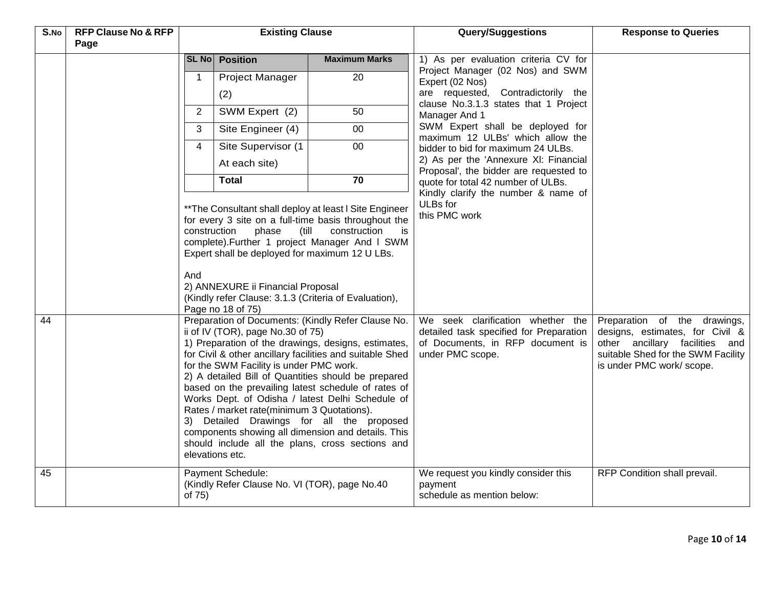| S.No | RFP Clause No & RFP Page | Existing Clause | Query/Suggestions | Response to Queries |
|---|---|---|---|---|
| | | <table><tr><th>SL No</th><th>Position</th><th>Maximum Marks</th></tr><tr><td>1</td><td>Project Manager (2)</td><td>20</td></tr><tr><td>2</td><td>SWM Expert (2)</td><td>50</td></tr><tr><td>3</td><td>Site Engineer (4)</td><td>00</td></tr><tr><td>4</td><td>Site Supervisor (1 At each site)</td><td>00</td></tr><tr><td></td><td>**Total**</td><td>**70**</td></tr></table> **The Consultant shall deploy at least l Site Engineer for every 3 site on a full-time basis throughout the construction phase (till construction is complete).Further 1 project Manager And l SWM Expert shall be deployed for maximum 12 U LBs.<br><br>And<br>2) ANNEXURE ii Financial Proposal<br>(Kindly refer Clause: 3.1.3 (Criteria of Evaluation), Page no 18 of 75) | 1) As per evaluation criteria CV for Project Manager (02 Nos) and SWM Expert (02 Nos) are requested, Contradictorily the clause No.3.1.3 states that 1 Project Manager And 1 SWM Expert shall be deployed for maximum 12 ULBs' which allow the bidder to bid for maximum 24 ULBs.<br>2) As per the 'Annexure Xl: Financial Proposal', the bidder are requested to quote for total 42 number of ULBs.<br>Kindly clarify the number & name of ULBs for this PMC work | |
| 44 | | Preparation of Documents: (Kindly Refer Clause No. ii of IV (TOR), page No.30 of 75)<br>1) Preparation of the drawings, designs, estimates, for Civil & other ancillary facilities and suitable Shed for the SWM Facility is under PMC work.<br>2) A detailed Bill of Quantities should be prepared based on the prevailing latest schedule of rates of Works Dept. of Odisha / latest Delhi Schedule of Rates / market rate(minimum 3 Quotations).<br>3) Detailed Drawings for all the proposed components showing all dimension and details. This should include all the plans, cross sections and elevations etc. | We seek clarification whether the detailed task specified for Preparation of Documents, in RFP document is under PMC scope. | Preparation of the drawings, designs, estimates, for Civil & other ancillary facilities and suitable Shed for the SWM Facility is under PMC work/ scope. |
| 45 | | Payment Schedule:<br>(Kindly Refer Clause No. VI (TOR), page No.40 of 75) | We request you kindly consider this payment schedule as mention below: | RFP Condition shall prevail. |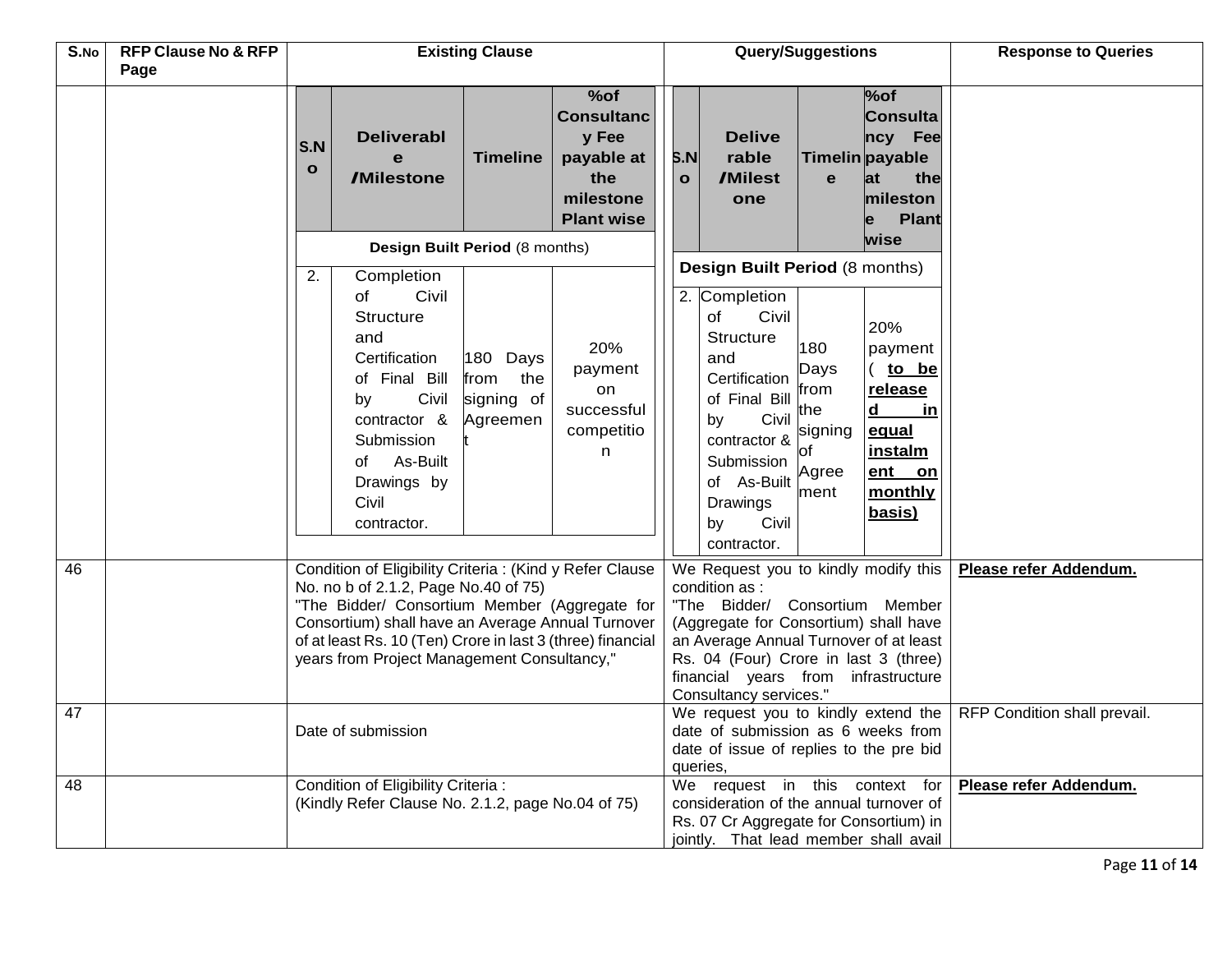| S.No | RFP Clause No & RFP Page | Existing Clause | Query/Suggestions | Response to Queries |
|---|---|---|---|---|
| | | S.No \| Deliverable /Milestone \| Timeline \| %of Consultancy Fee payable at the milestone Plant wise<br>Design Built Period (8 months)<br>2. \| Completion of Civil Structure and Certification of Final Bill by Civil contractor & Submission of As-Built Drawings by Civil contractor. \| 180 Days from the signing of Agreement \| 20% payment on successful competition | S.No \| Deliverable /Milestone \| Timeline \| %of Consultancy Fee payable at the milestone Plant wise<br>Design Built Period (8 months)<br>2. \| Completion of Civil Structure and Certification of Final Bill by Civil contractor & Submission of As-Built Drawings by Civil contractor. \| 180 Days from the signing of Agreement \| 20% payment ( **to be released in equal instalment on monthly basis)** | |
| 46 | | Condition of Eligibility Criteria : (Kind y Refer Clause No. no b of 2.1.2, Page No.40 of 75)<br>"The Bidder/ Consortium Member (Aggregate for Consortium) shall have an Average Annual Turnover of at least Rs. 10 (Ten) Crore in last 3 (three) financial years from Project Management Consultancy," | We Request you to kindly modify this condition as :<br>"The Bidder/ Consortium Member (Aggregate for Consortium) shall have an Average Annual Turnover of at least Rs. 04 (Four) Crore in last 3 (three) financial years from infrastructure Consultancy services." | **Please refer Addendum.** |
| 47 | | Date of submission | We request you to kindly extend the date of submission as 6 weeks from date of issue of replies to the pre bid queries, | RFP Condition shall prevail. |
| 48 | | Condition of Eligibility Criteria :<br>(Kindly Refer Clause No. 2.1.2, page No.04 of 75) | We request in this context for consideration of the annual turnover of Rs. 07 Cr Aggregate for Consortium) in jointly. That lead member shall avail | **Please refer Addendum.** |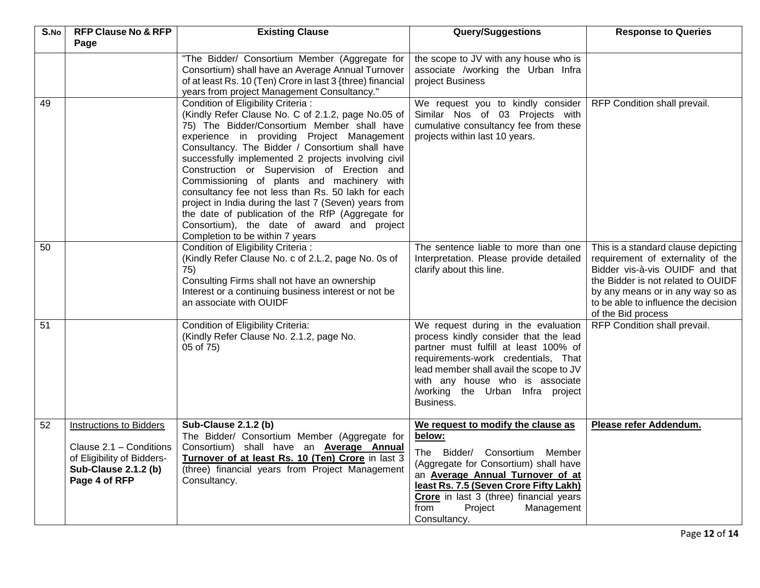| S.No | RFP Clause No & RFP Page | Existing Clause | Query/Suggestions | Response to Queries |
|---|---|---|---|---|
| | | "The Bidder/ Consortium Member (Aggregate for Consortium) shall have an Average Annual Turnover of at least Rs. 10 (Ten) Crore in last 3 {three) financial years from project Management Consultancy." | the scope to JV with any house who is associate /working the Urban Infra project Business | |
| 49 | | Condition of Eligibility Criteria :<br>(Kindly Refer Clause No. C of 2.1.2, page No.05 of 75) The Bidder/Consortium Member shall have experience in providing Project Management Consultancy. The Bidder / Consortium shall have successfully implemented 2 projects involving civil Construction or Supervision of Erection and Commissioning of plants and machinery with consultancy fee not less than Rs. 50 lakh for each project in India during the last 7 (Seven) years from the date of publication of the RfP (Aggregate for Consortium), the date of award and project Completion to be within 7 years | We request you to kindly consider Similar Nos of 03 Projects with cumulative consultancy fee from these projects within last 10 years. | RFP Condition shall prevail. |
| 50 | | Condition of Eligibility Criteria :<br>(Kindly Refer Clause No. c of 2.L.2, page No. 0s of 75)<br>Consulting Firms shall not have an ownership Interest or a continuing business interest or not be an associate with OUIDF | The sentence liable to more than one Interpretation. Please provide detailed clarify about this line. | This is a standard clause depicting requirement of externality of the Bidder vis-à-vis OUIDF and that the Bidder is not related to OUIDF by any means or in any way so as to be able to influence the decision of the Bid process |
| 51 | | Condition of Eligibility Criteria:<br>(Kindly Refer Clause No. 2.1.2, page No. 05 of 75) | We request during in the evaluation process kindly consider that the lead partner must fulfill at least 100% of requirements-work credentials, That lead member shall avail the scope to JV with any house who is associate /working the Urban Infra project Business. | RFP Condition shall prevail. |
| 52 | Instructions to Bidders<br><br>Clause 2.1 – Conditions of Eligibility of Bidders- **Sub-Clause 2.1.2 (b) Page 4 of RFP** | **Sub-Clause 2.1.2 (b)**<br>The Bidder/ Consortium Member (Aggregate for Consortium) shall have an **Average Annual Turnover of at least Rs. 10 (Ten) Crore** in last 3 (three) financial years from Project Management Consultancy. | **We request to modify the clause as below:**<br><br>The Bidder/ Consortium Member (Aggregate for Consortium) shall have an **Average Annual Turnover of at least Rs. 7.5 (Seven Crore Fifty Lakh) Crore** in last 3 (three) financial years from Project Management Consultancy. | **Please refer Addendum.** |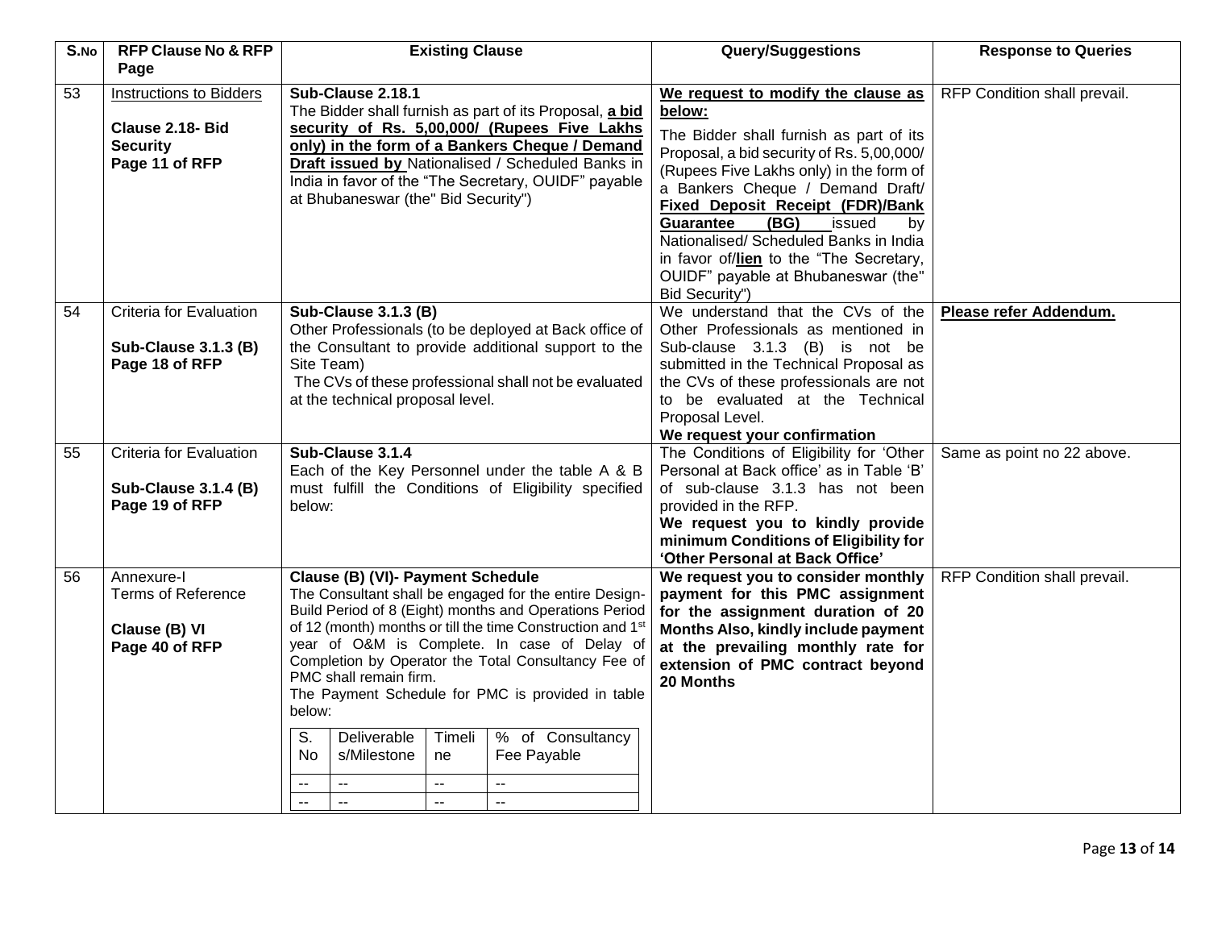| S.No | RFP Clause No & RFP Page | Existing Clause | Query/Suggestions | Response to Queries |
|---|---|---|---|---|
| 53 | Instructions to Bidders<br><br>**Clause 2.18- Bid Security**<br>**Page 11 of RFP** | **Sub-Clause 2.18.1**<br>The Bidder shall furnish as part of its Proposal, **a bid security of Rs. 5,00,000/ (Rupees Five Lakhs only) in the form of a Bankers Cheque / Demand Draft issued by** Nationalised / Scheduled Banks in India in favor of the "The Secretary, OUIDF" payable at Bhubaneswar (the" Bid Security") | **We request to modify the clause as below:**<br><br>The Bidder shall furnish as part of its Proposal, a bid security of Rs. 5,00,000/ (Rupees Five Lakhs only) in the form of a Bankers Cheque / Demand Draft/ **Fixed Deposit Receipt (FDR)/Bank Guarantee (BG)** issued by Nationalised/ Scheduled Banks in India in favor of/**lien** to the "The Secretary, OUIDF" payable at Bhubaneswar (the" Bid Security") | RFP Condition shall prevail. |
| 54 | Criteria for Evaluation<br><br>**Sub-Clause 3.1.3 (B)**<br>**Page 18 of RFP** | **Sub-Clause 3.1.3 (B)**<br>Other Professionals (to be deployed at Back office of the Consultant to provide additional support to the Site Team)<br>The CVs of these professional shall not be evaluated at the technical proposal level. | We understand that the CVs of the Other Professionals as mentioned in Sub-clause 3.1.3 (B) is not be submitted in the Technical Proposal as the CVs of these professionals are not to be evaluated at the Technical Proposal Level.<br>**We request your confirmation** | **Please refer Addendum.** |
| 55 | Criteria for Evaluation<br><br>**Sub-Clause 3.1.4 (B)**<br>**Page 19 of RFP** | **Sub-Clause 3.1.4**<br>Each of the Key Personnel under the table A & B must fulfill the Conditions of Eligibility specified below: | The Conditions of Eligibility for 'Other Personal at Back office' as in Table 'B' of sub-clause 3.1.3 has not been provided in the RFP.<br>**We request you to kindly provide minimum Conditions of Eligibility for 'Other Personal at Back Office'** | Same as point no 22 above. |
| 56 | Annexure-I<br>Terms of Reference<br><br>**Clause (B) VI**<br>**Page 40 of RFP** | **Clause (B) (VI)- Payment Schedule**<br>The Consultant shall be engaged for the entire Design-Build Period of 8 (Eight) months and Operations Period of 12 (month) months or till the time Construction and 1st year of O&M is Complete. In case of Delay of Completion by Operator the Total Consultancy Fee of PMC shall remain firm.<br>The Payment Schedule for PMC is provided in table below:<br><br>S. No \| Deliverables/Milestone \| Timeline \| % of Consultancy Fee Payable<br>-- \| -- \| -- \| --<br>-- \| -- \| -- \| -- | **We request you to consider monthly payment for this PMC assignment for the assignment duration of 20 Months Also, kindly include payment at the prevailing monthly rate for extension of PMC contract beyond 20 Months** | RFP Condition shall prevail. |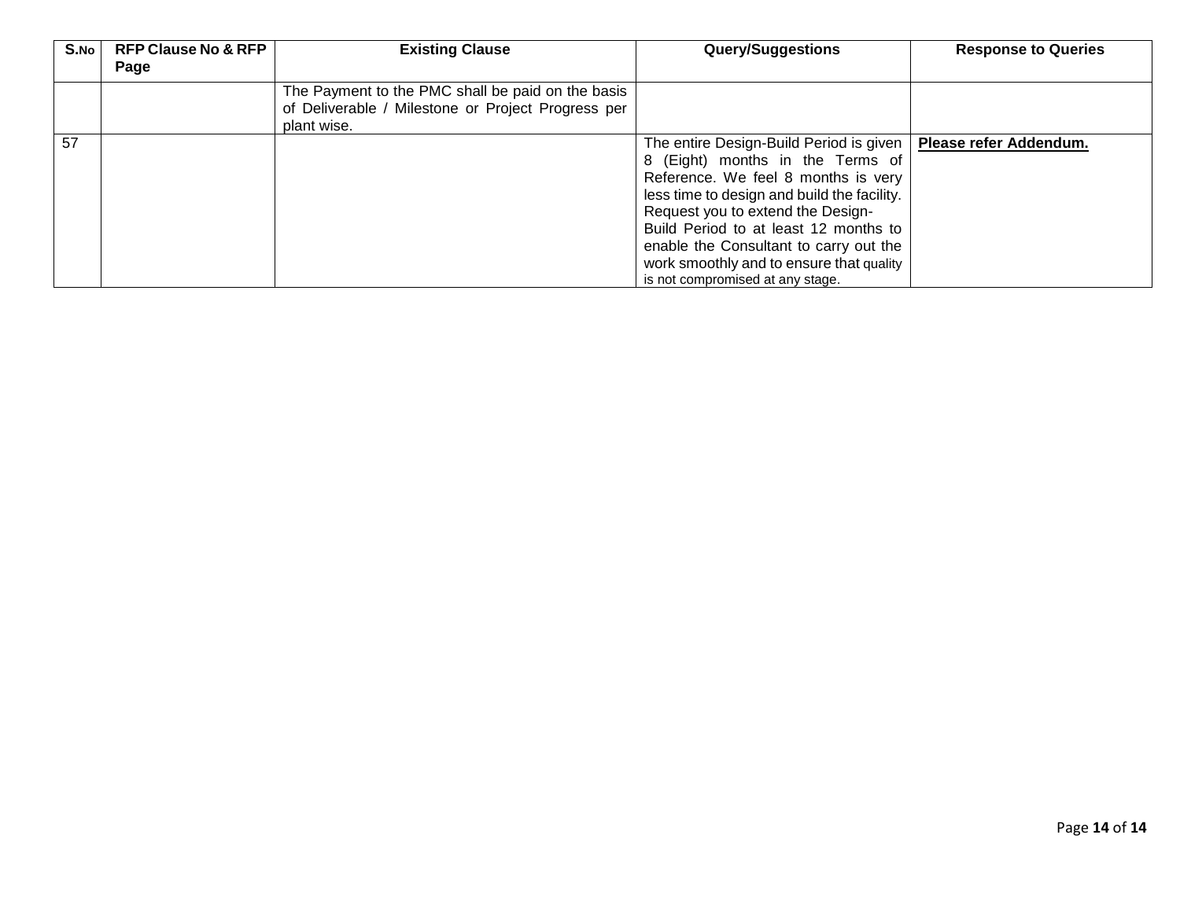| S.No | RFP Clause No & RFP Page | Existing Clause | Query/Suggestions | Response to Queries |
|---|---|---|---|---|
| | | The Payment to the PMC shall be paid on the basis of Deliverable / Milestone or Project Progress per plant wise. | | |
| 57 | | | The entire Design-Build Period is given 8 (Eight) months in the Terms of Reference. We feel 8 months is very less time to design and build the facility. Request you to extend the Design-Build Period to at least 12 months to enable the Consultant to carry out the work smoothly and to ensure that quality is not compromised at any stage. | **Please refer Addendum.** |